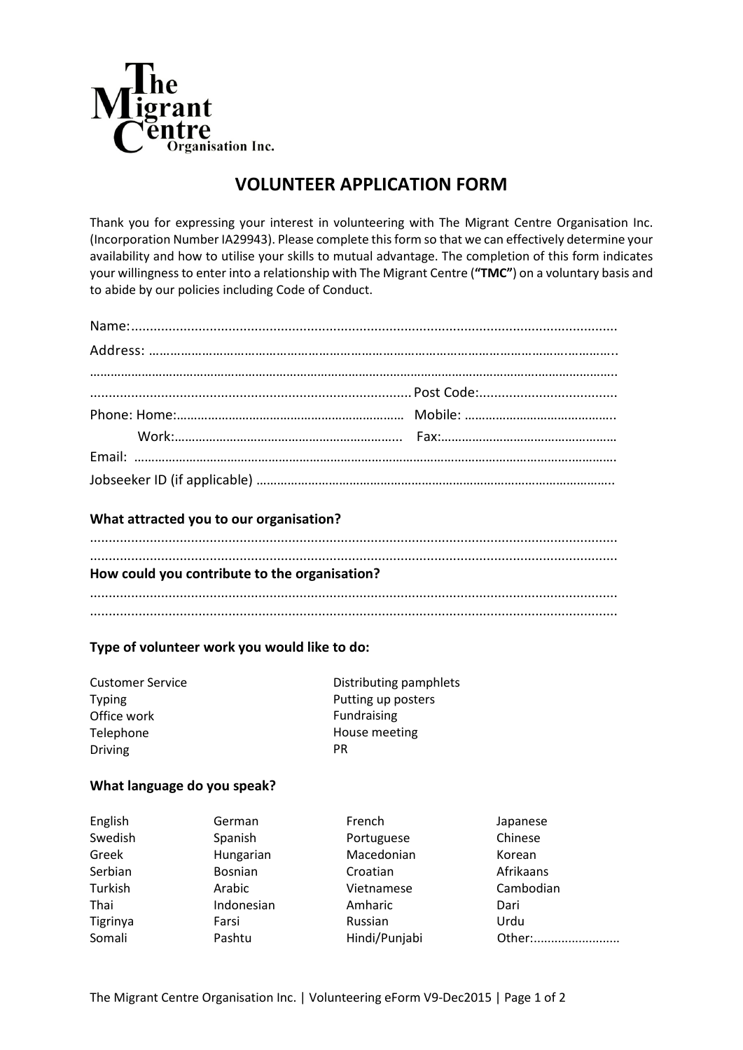The Migrant Centre Organisation Inc.

# VOLUNTEER APPLICATION FORM

Thank you for expressing your interest in volunteering with The Migrant Centre Organisation Inc. (Incorporation Number IA29943). Please complete this form so that we can effectively determine your availability and how to utilise your skills to mutual advantage. The completion of this form indicates your willingness to enter into a relationship with The Migrant Centre (**"TMC"**) on a voluntary basis and to abide by our policies including Code of Conduct.

Name:.................................................................................................................................

Address: ………………………………………………………………………………………………………………..

……………………………………………………………………………………………………………………………….

..................................................................................... Post Code:.....................................

Phone: Home:………………………………………………………… Mobile: ……………………………………..

Work:………………………………………………………... Fax:……………………………………………

Email: ………………………………………………………………………………………………………………….

Jobseeker ID (if applicable) ………………………………………………………………………………….

**What attracted you to our organisation?**

..........................................................................................................................................

..........................................................................................................................................

**How could you contribute to the organisation?**

..........................................................................................................................................

..........................................................................................................................................

**Type of volunteer work you would like to do:**

| | |
|---|---|
| Customer Service | Distributing pamphlets |
| Typing | Putting up posters |
| Office work | Fundraising |
| Telephone | House meeting |
| Driving | PR |

**What language do you speak?**

| | | | |
|---|---|---|---|
| English | German | French | Japanese |
| Swedish | Spanish | Portuguese | Chinese |
| Greek | Hungarian | Macedonian | Korean |
| Serbian | Bosnian | Croatian | Afrikaans |
| Turkish | Arabic | Vietnamese | Cambodian |
| Thai | Indonesian | Amharic | Dari |
| Tigrinya | Farsi | Russian | Urdu |
| Somali | Pashtu | Hindi/Punjabi | Other:......................... |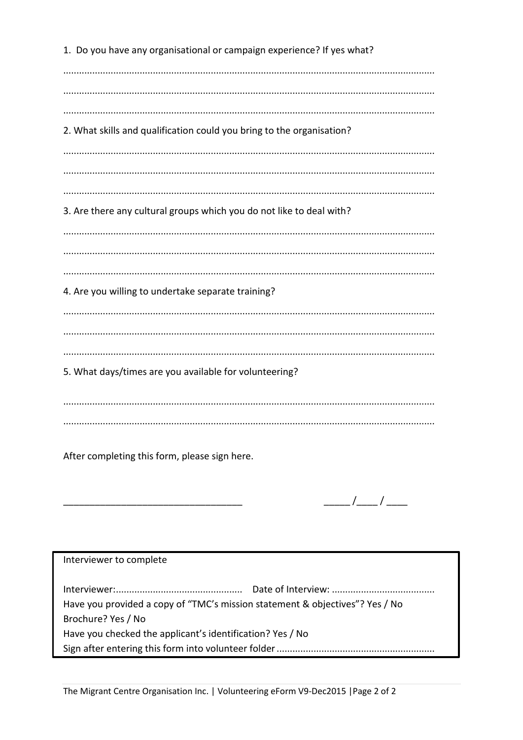1. Do you have any organisational or campaign experience? If yes what?

..........................................................................................................................................

..........................................................................................................................................

..........................................................................................................................................

2. What skills and qualification could you bring to the organisation?

..........................................................................................................................................

..........................................................................................................................................

..........................................................................................................................................

3. Are there any cultural groups which you do not like to deal with?

..........................................................................................................................................

..........................................................................................................................................

..........................................................................................................................................

4. Are you willing to undertake separate training?

..........................................................................................................................................

..........................................................................................................................................

..........................................................................................................................................

5. What days/times are you available for volunteering?

..........................................................................................................................................

..........................................................................................................................................

After completing this form, please sign here.

__________________________________ _____ /____ / ____

| Interviewer to complete |
|---|
| Interviewer:............................................... Date of Interview: ...................................... |
| Have you provided a copy of "TMC's mission statement & objectives"? Yes / No |
| Brochure? Yes / No |
| Have you checked the applicant's identification? Yes / No |
| Sign after entering this form into volunteer folder ........................................................... |